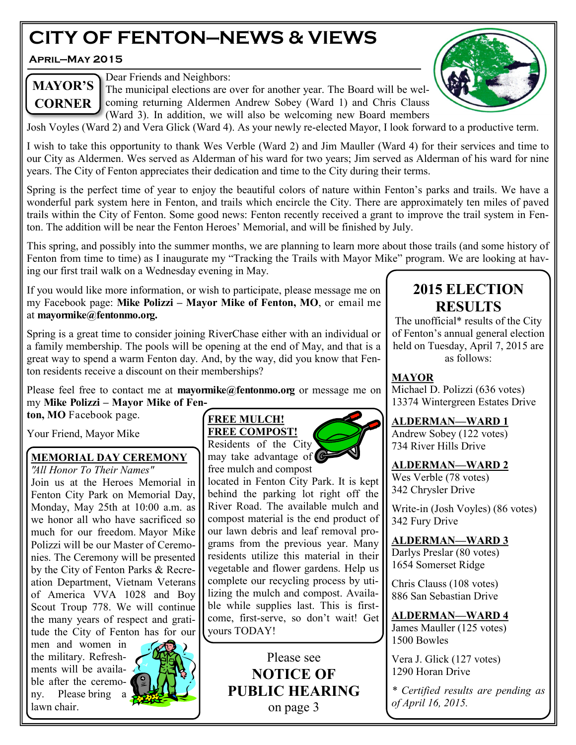# CITY OF FENTON—NEWS & VIEWS

**April—May 2015**

## MAYOR'S CORNER

Dear Friends and Neighbors:

The municipal elections are over for another year. The Board will be welcoming returning Aldermen Andrew Sobey (Ward 1) and Chris Clauss (Ward 3). In addition, we will also be welcoming new Board members Josh Voyles (Ward 2) and Vera Glick (Ward 4). As your newly re-elected Mayor, I look forward to a productive term.

I wish to take this opportunity to thank Wes Verble (Ward 2) and Jim Mauller (Ward 4) for their services and time to our City as Aldermen. Wes served as Alderman of his ward for two years; Jim served as Alderman of his ward for nine years. The City of Fenton appreciates their dedication and time to the City during their terms.

Spring is the perfect time of year to enjoy the beautiful colors of nature within Fenton's parks and trails. We have a wonderful park system here in Fenton, and trails which encircle the City. There are approximately ten miles of paved trails within the City of Fenton. Some good news: Fenton recently received a grant to improve the trail system in Fenton. The addition will be near the Fenton Heroes' Memorial, and will be finished by July.

This spring, and possibly into the summer months, we are planning to learn more about those trails (and some history of Fenton from time to time) as I inaugurate my "Tracking the Trails with Mayor Mike" program. We are looking at having our first trail walk on a Wednesday evening in May.

If you would like more information, or wish to participate, please message me on my Facebook page: **Mike Polizzi – Mayor Mike of Fenton, MO**, or email me at **mayormike@fentonmo.org.**

Spring is a great time to consider joining RiverChase either with an individual or a family membership. The pools will be opening at the end of May, and that is a great way to spend a warm Fenton day. And, by the way, did you know that Fenton residents receive a discount on their memberships?

Please feel free to contact me at **mayormike@fentonmo.org** or message me on my **Mike Polizzi – Mayor Mike of Fenton, MO** Facebook page.

Your Friend, Mayor Mike

## MEMORIAL DAY CEREMONY

*"All Honor To Their Names"*

Join us at the Heroes Memorial in Fenton City Park on Memorial Day, Monday, May 25th at 10:00 a.m. as we honor all who have sacrificed so much for our freedom. Mayor Mike Polizzi will be our Master of Ceremonies. The Ceremony will be presented by the City of Fenton Parks & Recreation Department, Vietnam Veterans of America VVA 1028 and Boy Scout Troup 778. We will continue the many years of respect and gratitude the City of Fenton has for our men and women in the military. Refreshments will be available after the ceremony. Please bring a lawn chair.

## FREE MULCH! FREE COMPOST!

Residents of the City may take advantage of free mulch and compost located in Fenton City Park. It is kept behind the parking lot right off the River Road. The available mulch and compost material is the end product of our lawn debris and leaf removal programs from the previous year. Many residents utilize this material in their vegetable and flower gardens. Help us complete our recycling process by utilizing the mulch and compost. Available while supplies last. This is first-come, first-serve, so don't wait! Get yours TODAY!

Please see
**NOTICE OF PUBLIC HEARING**
on page 3

## 2015 ELECTION RESULTS

The unofficial* results of the City of Fenton's annual general election held on Tuesday, April 7, 2015 are as follows:

**MAYOR**

Michael D. Polizzi (636 votes)
13374 Wintergreen Estates Drive

**ALDERMAN—WARD 1**

Andrew Sobey (122 votes)
734 River Hills Drive

**ALDERMAN—WARD 2**

Wes Verble (78 votes)
342 Chrysler Drive

Write-in (Josh Voyles) (86 votes)
342 Fury Drive

**ALDERMAN—WARD 3**

Darlys Preslar (80 votes)
1654 Somerset Ridge

Chris Clauss (108 votes)
886 San Sebastian Drive

**ALDERMAN—WARD 4**

James Mauller (125 votes)
1500 Bowles

Vera J. Glick (127 votes)
1290 Horan Drive

*\* Certified results are pending as of April 16, 2015.*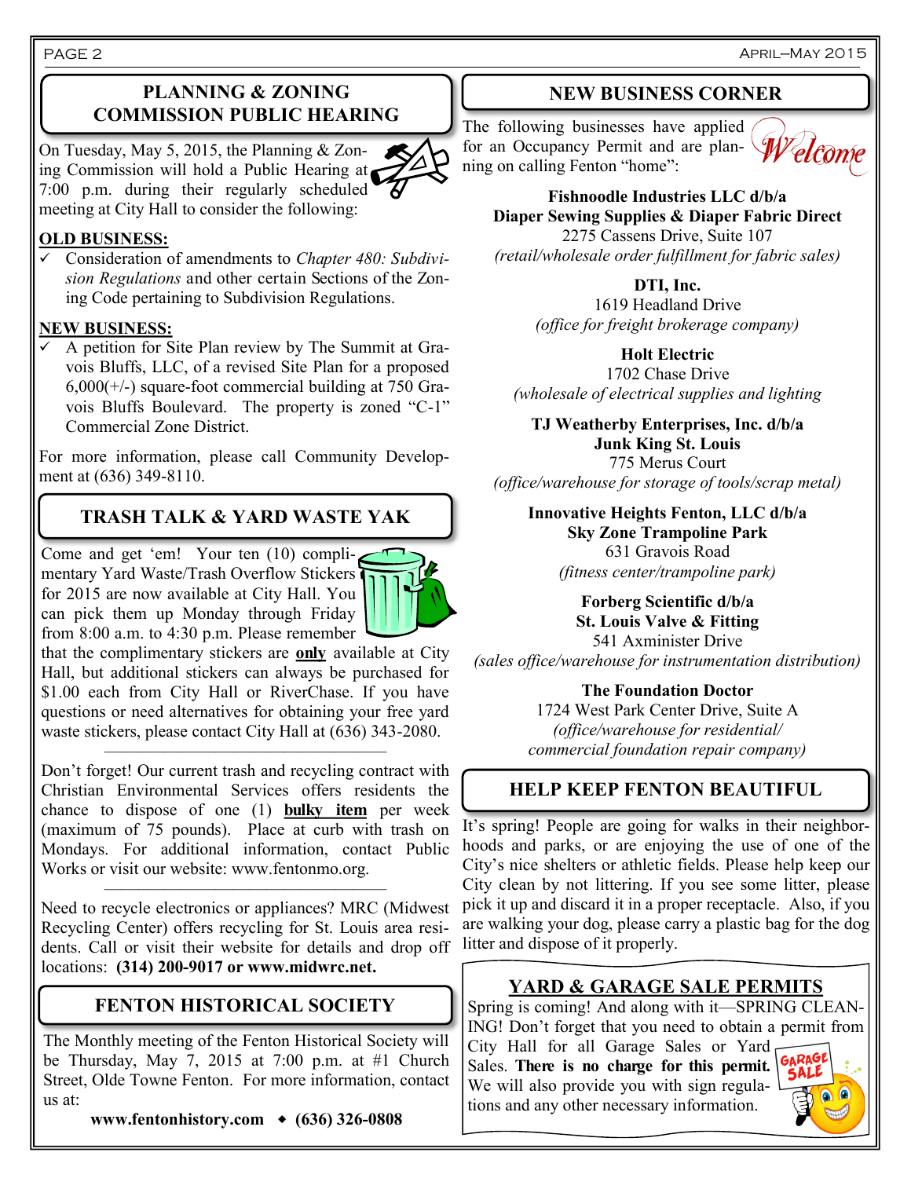## PLANNING & ZONING COMMISSION PUBLIC HEARING

On Tuesday, May 5, 2015, the Planning & Zoning Commission will hold a Public Hearing at 7:00 p.m. during their regularly scheduled meeting at City Hall to consider the following:

**OLD BUSINESS:**

- ✓ Consideration of amendments to *Chapter 480: Subdivision Regulations* and other certain Sections of the Zoning Code pertaining to Subdivision Regulations.

**NEW BUSINESS:**

- ✓ A petition for Site Plan review by The Summit at Gravois Bluffs, LLC, of a revised Site Plan for a proposed 6,000(+/-) square-foot commercial building at 750 Gravois Bluffs Boulevard. The property is zoned "C-1" Commercial Zone District.

For more information, please call Community Development at (636) 349-8110.

## TRASH TALK & YARD WASTE YAK

Come and get 'em! Your ten (10) complimentary Yard Waste/Trash Overflow Stickers for 2015 are now available at City Hall. You can pick them up Monday through Friday from 8:00 a.m. to 4:30 p.m. Please remember that the complimentary stickers are **only** available at City Hall, but additional stickers can always be purchased for $1.00 each from City Hall or RiverChase. If you have questions or need alternatives for obtaining your free yard waste stickers, please contact City Hall at (636) 343-2080.

---

Don't forget! Our current trash and recycling contract with Christian Environmental Services offers residents the chance to dispose of one (1) **bulky item** per week (maximum of 75 pounds). Place at curb with trash on Mondays. For additional information, contact Public Works or visit our website: www.fentonmo.org.

---

Need to recycle electronics or appliances? MRC (Midwest Recycling Center) offers recycling for St. Louis area residents. Call or visit their website for details and drop off locations: **(314) 200-9017 or www.midwrc.net.**

## FENTON HISTORICAL SOCIETY

The Monthly meeting of the Fenton Historical Society will be Thursday, May 7, 2015 at 7:00 p.m. at #1 Church Street, Olde Towne Fenton. For more information, contact us at:

**www.fentonhistory.com ◆ (636) 326-0808**

## NEW BUSINESS CORNER

The following businesses have applied for an Occupancy Permit and are planning on calling Fenton "home":

**Fishnoodle Industries LLC d/b/a**
**Diaper Sewing Supplies & Diaper Fabric Direct**
2275 Cassens Drive, Suite 107
*(retail/wholesale order fulfillment for fabric sales)*

**DTI, Inc.**
1619 Headland Drive
*(office for freight brokerage company)*

**Holt Electric**
1702 Chase Drive
*(wholesale of electrical supplies and lighting*

**TJ Weatherby Enterprises, Inc. d/b/a**
**Junk King St. Louis**
775 Merus Court
*(office/warehouse for storage of tools/scrap metal)*

**Innovative Heights Fenton, LLC d/b/a**
**Sky Zone Trampoline Park**
631 Gravois Road
*(fitness center/trampoline park)*

**Forberg Scientific d/b/a**
**St. Louis Valve & Fitting**
541 Axminister Drive
*(sales office/warehouse for instrumentation distribution)*

**The Foundation Doctor**
1724 West Park Center Drive, Suite A
*(office/warehouse for residential/ commercial foundation repair company)*

## HELP KEEP FENTON BEAUTIFUL

It's spring! People are going for walks in their neighborhoods and parks, or are enjoying the use of one of the City's nice shelters or athletic fields. Please help keep our City clean by not littering. If you see some litter, please pick it up and discard it in a proper receptacle. Also, if you are walking your dog, please carry a plastic bag for the dog litter and dispose of it properly.

## YARD & GARAGE SALE PERMITS

Spring is coming! And along with it—SPRING CLEANING! Don't forget that you need to obtain a permit from City Hall for all Garage Sales or Yard Sales. **There is no charge for this permit.** We will also provide you with sign regulations and any other necessary information.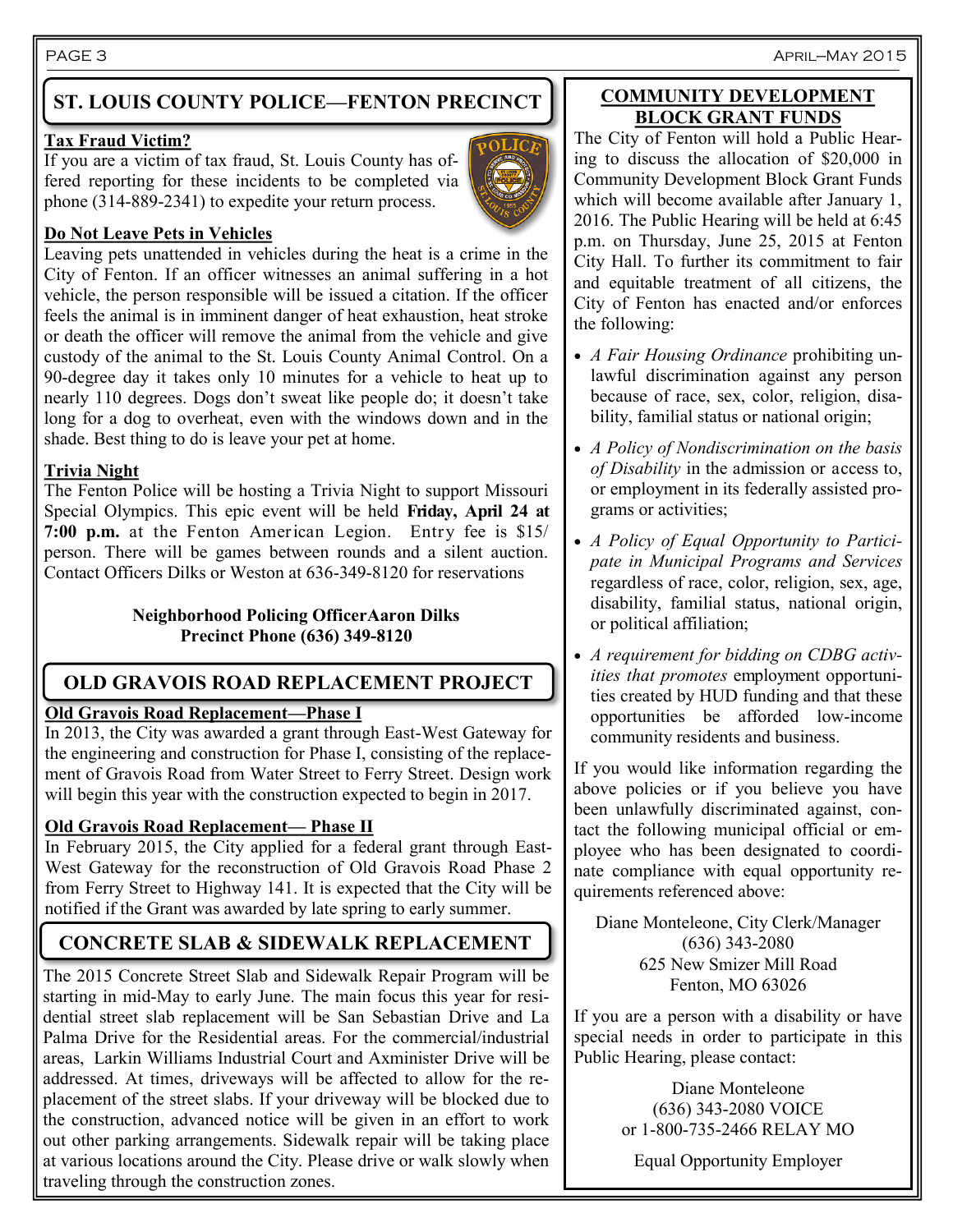## ST. LOUIS COUNTY POLICE—FENTON PRECINCT

**Tax Fraud Victim?**

If you are a victim of tax fraud, St. Louis County has offered reporting for these incidents to be completed via phone (314-889-2341) to expedite your return process.

**Do Not Leave Pets in Vehicles**

Leaving pets unattended in vehicles during the heat is a crime in the City of Fenton. If an officer witnesses an animal suffering in a hot vehicle, the person responsible will be issued a citation. If the officer feels the animal is in imminent danger of heat exhaustion, heat stroke or death the officer will remove the animal from the vehicle and give custody of the animal to the St. Louis County Animal Control. On a 90-degree day it takes only 10 minutes for a vehicle to heat up to nearly 110 degrees. Dogs don't sweat like people do; it doesn't take long for a dog to overheat, even with the windows down and in the shade. Best thing to do is leave your pet at home.

**Trivia Night**

The Fenton Police will be hosting a Trivia Night to support Missouri Special Olympics. This epic event will be held **Friday, April 24 at 7:00 p.m.** at the Fenton American Legion. Entry fee is $15/person. There will be games between rounds and a silent auction. Contact Officers Dilks or Weston at 636-349-8120 for reservations

**Neighborhood Policing OfficerAaron Dilks**
**Precinct Phone (636) 349-8120**

## OLD GRAVOIS ROAD REPLACEMENT PROJECT

**Old Gravois Road Replacement—Phase I**

In 2013, the City was awarded a grant through East-West Gateway for the engineering and construction for Phase I, consisting of the replacement of Gravois Road from Water Street to Ferry Street. Design work will begin this year with the construction expected to begin in 2017.

**Old Gravois Road Replacement— Phase II**

In February 2015, the City applied for a federal grant through East-West Gateway for the reconstruction of Old Gravois Road Phase 2 from Ferry Street to Highway 141. It is expected that the City will be notified if the Grant was awarded by late spring to early summer.

## CONCRETE SLAB & SIDEWALK REPLACEMENT

The 2015 Concrete Street Slab and Sidewalk Repair Program will be starting in mid-May to early June. The main focus this year for residential street slab replacement will be San Sebastian Drive and La Palma Drive for the Residential areas. For the commercial/industrial areas, Larkin Williams Industrial Court and Axminister Drive will be addressed. At times, driveways will be affected to allow for the replacement of the street slabs. If your driveway will be blocked due to the construction, advanced notice will be given in an effort to work out other parking arrangements. Sidewalk repair will be taking place at various locations around the City. Please drive or walk slowly when traveling through the construction zones.

## COMMUNITY DEVELOPMENT BLOCK GRANT FUNDS

The City of Fenton will hold a Public Hearing to discuss the allocation of $20,000 in Community Development Block Grant Funds which will become available after January 1, 2016. The Public Hearing will be held at 6:45 p.m. on Thursday, June 25, 2015 at Fenton City Hall. To further its commitment to fair and equitable treatment of all citizens, the City of Fenton has enacted and/or enforces the following:

- *A Fair Housing Ordinance* prohibiting unlawful discrimination against any person because of race, sex, color, religion, disability, familial status or national origin;
- *A Policy of Nondiscrimination on the basis of Disability* in the admission or access to, or employment in its federally assisted programs or activities;
- *A Policy of Equal Opportunity to Participate in Municipal Programs and Services* regardless of race, color, religion, sex, age, disability, familial status, national origin, or political affiliation;
- *A requirement for bidding on CDBG activities that promotes* employment opportunities created by HUD funding and that these opportunities be afforded low-income community residents and business.

If you would like information regarding the above policies or if you believe you have been unlawfully discriminated against, contact the following municipal official or employee who has been designated to coordinate compliance with equal opportunity requirements referenced above:

Diane Monteleone, City Clerk/Manager
(636) 343-2080
625 New Smizer Mill Road
Fenton, MO 63026

If you are a person with a disability or have special needs in order to participate in this Public Hearing, please contact:

Diane Monteleone
(636) 343-2080 VOICE
or 1-800-735-2466 RELAY MO

Equal Opportunity Employer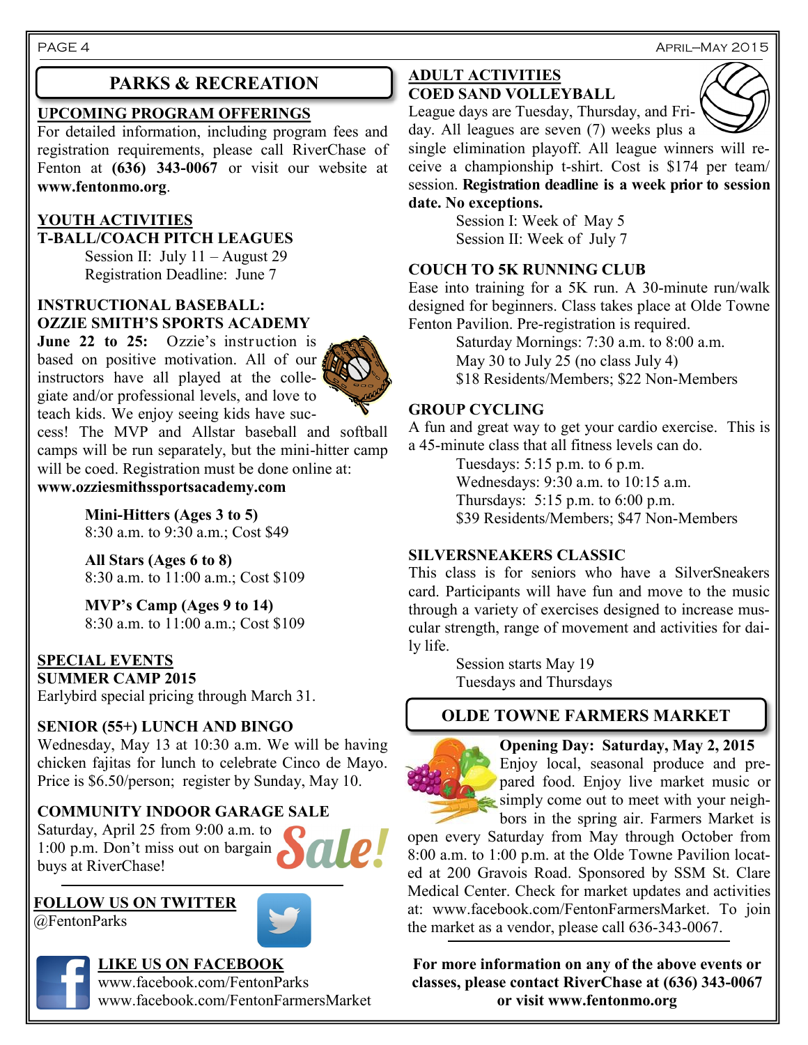# PARKS & RECREATION

## UPCOMING PROGRAM OFFERINGS

For detailed information, including program fees and registration requirements, please call RiverChase of Fenton at **(636) 343-0067** or visit our website at **www.fentonmo.org**.

## YOUTH ACTIVITIES

### T-BALL/COACH PITCH LEAGUES

Session II: July 11 – August 29
Registration Deadline: June 7

### INSTRUCTIONAL BASEBALL: OZZIE SMITH'S SPORTS ACADEMY

**June 22 to 25:** Ozzie's instruction is based on positive motivation. All of our instructors have all played at the collegiate and/or professional levels, and love to teach kids. We enjoy seeing kids have success! The MVP and Allstar baseball and softball camps will be run separately, but the mini-hitter camp will be coed. Registration must be done online at: **www.ozziesmithssportsacademy.com**

**Mini-Hitters (Ages 3 to 5)**
8:30 a.m. to 9:30 a.m.; Cost $49

**All Stars (Ages 6 to 8)**
8:30 a.m. to 11:00 a.m.; Cost $109

**MVP's Camp (Ages 9 to 14)**
8:30 a.m. to 11:00 a.m.; Cost $109

## SPECIAL EVENTS

### SUMMER CAMP 2015

Earlybird special pricing through March 31.

### SENIOR (55+) LUNCH AND BINGO

Wednesday, May 13 at 10:30 a.m. We will be having chicken fajitas for lunch to celebrate Cinco de Mayo. Price is $6.50/person; register by Sunday, May 10.

### COMMUNITY INDOOR GARAGE SALE

Saturday, April 25 from 9:00 a.m. to 1:00 p.m. Don't miss out on bargain buys at RiverChase!

Sale!

## FOLLOW US ON TWITTER

@FentonParks

## LIKE US ON FACEBOOK

www.facebook.com/FentonParks
www.facebook.com/FentonFarmersMarket

## ADULT ACTIVITIES

### COED SAND VOLLEYBALL

League days are Tuesday, Thursday, and Friday. All leagues are seven (7) weeks plus a single elimination playoff. All league winners will receive a championship t-shirt. Cost is $174 per team/session. **Registration deadline is a week prior to session date. No exceptions.**

Session I: Week of May 5
Session II: Week of July 7

### COUCH TO 5K RUNNING CLUB

Ease into training for a 5K run. A 30-minute run/walk designed for beginners. Class takes place at Olde Towne Fenton Pavilion. Pre-registration is required.

Saturday Mornings: 7:30 a.m. to 8:00 a.m.
May 30 to July 25 (no class July 4)
$18 Residents/Members; $22 Non-Members

### GROUP CYCLING

A fun and great way to get your cardio exercise. This is a 45-minute class that all fitness levels can do.

Tuesdays: 5:15 p.m. to 6 p.m.
Wednesdays: 9:30 a.m. to 10:15 a.m.
Thursdays: 5:15 p.m. to 6:00 p.m.
$39 Residents/Members; $47 Non-Members

### SILVERSNEAKERS CLASSIC

This class is for seniors who have a SilverSneakers card. Participants will have fun and move to the music through a variety of exercises designed to increase muscular strength, range of movement and activities for daily life.

Session starts May 19
Tuesdays and Thursdays

# OLDE TOWNE FARMERS MARKET

**Opening Day: Saturday, May 2, 2015**

Enjoy local, seasonal produce and prepared food. Enjoy live market music or simply come out to meet with your neighbors in the spring air. Farmers Market is open every Saturday from May through October from 8:00 a.m. to 1:00 p.m. at the Olde Towne Pavilion located at 200 Gravois Road. Sponsored by SSM St. Clare Medical Center. Check for market updates and activities at: www.facebook.com/FentonFarmersMarket. To join the market as a vendor, please call 636-343-0067.

**For more information on any of the above events or classes, please contact RiverChase at (636) 343-0067 or visit www.fentonmo.org**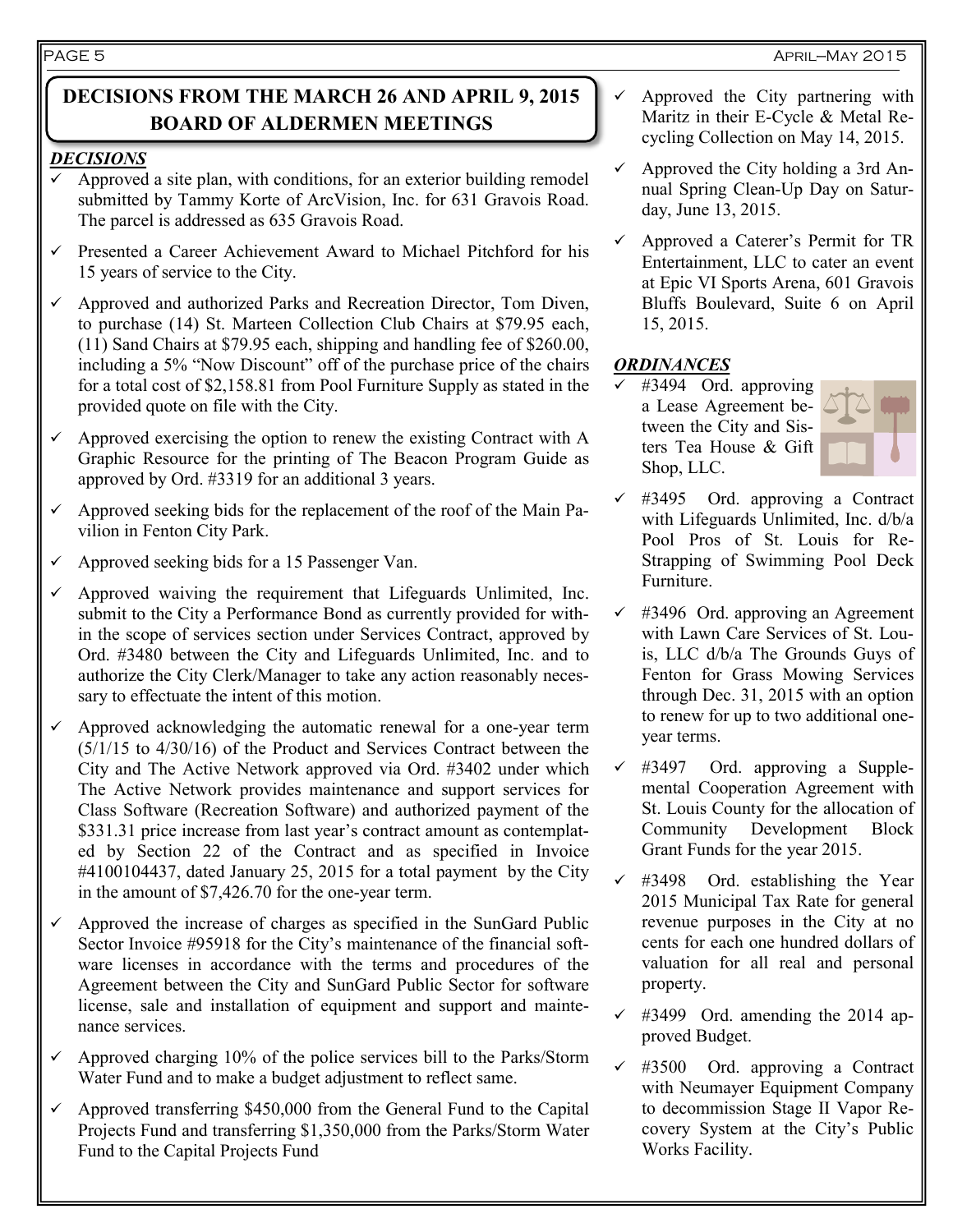## DECISIONS FROM THE MARCH 26 AND APRIL 9, 2015 BOARD OF ALDERMEN MEETINGS

***DECISIONS***

- ✓ Approved a site plan, with conditions, for an exterior building remodel submitted by Tammy Korte of ArcVision, Inc. for 631 Gravois Road. The parcel is addressed as 635 Gravois Road.
- ✓ Presented a Career Achievement Award to Michael Pitchford for his 15 years of service to the City.
- ✓ Approved and authorized Parks and Recreation Director, Tom Diven, to purchase (14) St. Marteen Collection Club Chairs at $79.95 each, (11) Sand Chairs at $79.95 each, shipping and handling fee of $260.00, including a 5% "Now Discount" off of the purchase price of the chairs for a total cost of $2,158.81 from Pool Furniture Supply as stated in the provided quote on file with the City.
- ✓ Approved exercising the option to renew the existing Contract with A Graphic Resource for the printing of The Beacon Program Guide as approved by Ord. #3319 for an additional 3 years.
- ✓ Approved seeking bids for the replacement of the roof of the Main Pavilion in Fenton City Park.
- ✓ Approved seeking bids for a 15 Passenger Van.
- ✓ Approved waiving the requirement that Lifeguards Unlimited, Inc. submit to the City a Performance Bond as currently provided for within the scope of services section under Services Contract, approved by Ord. #3480 between the City and Lifeguards Unlimited, Inc. and to authorize the City Clerk/Manager to take any action reasonably necessary to effectuate the intent of this motion.
- ✓ Approved acknowledging the automatic renewal for a one-year term (5/1/15 to 4/30/16) of the Product and Services Contract between the City and The Active Network approved via Ord. #3402 under which The Active Network provides maintenance and support services for Class Software (Recreation Software) and authorized payment of the $331.31 price increase from last year's contract amount as contemplated by Section 22 of the Contract and as specified in Invoice #4100104437, dated January 25, 2015 for a total payment by the City in the amount of $7,426.70 for the one-year term.
- ✓ Approved the increase of charges as specified in the SunGard Public Sector Invoice #95918 for the City's maintenance of the financial software licenses in accordance with the terms and procedures of the Agreement between the City and SunGard Public Sector for software license, sale and installation of equipment and support and maintenance services.
- ✓ Approved charging 10% of the police services bill to the Parks/Storm Water Fund and to make a budget adjustment to reflect same.
- ✓ Approved transferring $450,000 from the General Fund to the Capital Projects Fund and transferring $1,350,000 from the Parks/Storm Water Fund to the Capital Projects Fund
- ✓ Approved the City partnering with Maritz in their E-Cycle & Metal Recycling Collection on May 14, 2015.
- ✓ Approved the City holding a 3rd Annual Spring Clean-Up Day on Saturday, June 13, 2015.
- ✓ Approved a Caterer's Permit for TR Entertainment, LLC to cater an event at Epic VI Sports Arena, 601 Gravois Bluffs Boulevard, Suite 6 on April 15, 2015.

***ORDINANCES***

- ✓ #3494 Ord. approving a Lease Agreement between the City and Sisters Tea House & Gift Shop, LLC.
- ✓ #3495 Ord. approving a Contract with Lifeguards Unlimited, Inc. d/b/a Pool Pros of St. Louis for Re-Strapping of Swimming Pool Deck Furniture.
- ✓ #3496 Ord. approving an Agreement with Lawn Care Services of St. Louis, LLC d/b/a The Grounds Guys of Fenton for Grass Mowing Services through Dec. 31, 2015 with an option to renew for up to two additional one-year terms.
- ✓ #3497 Ord. approving a Supplemental Cooperation Agreement with St. Louis County for the allocation of Community Development Block Grant Funds for the year 2015.
- ✓ #3498 Ord. establishing the Year 2015 Municipal Tax Rate for general revenue purposes in the City at no cents for each one hundred dollars of valuation for all real and personal property.
- ✓ #3499 Ord. amending the 2014 approved Budget.
- ✓ #3500 Ord. approving a Contract with Neumayer Equipment Company to decommission Stage II Vapor Recovery System at the City's Public Works Facility.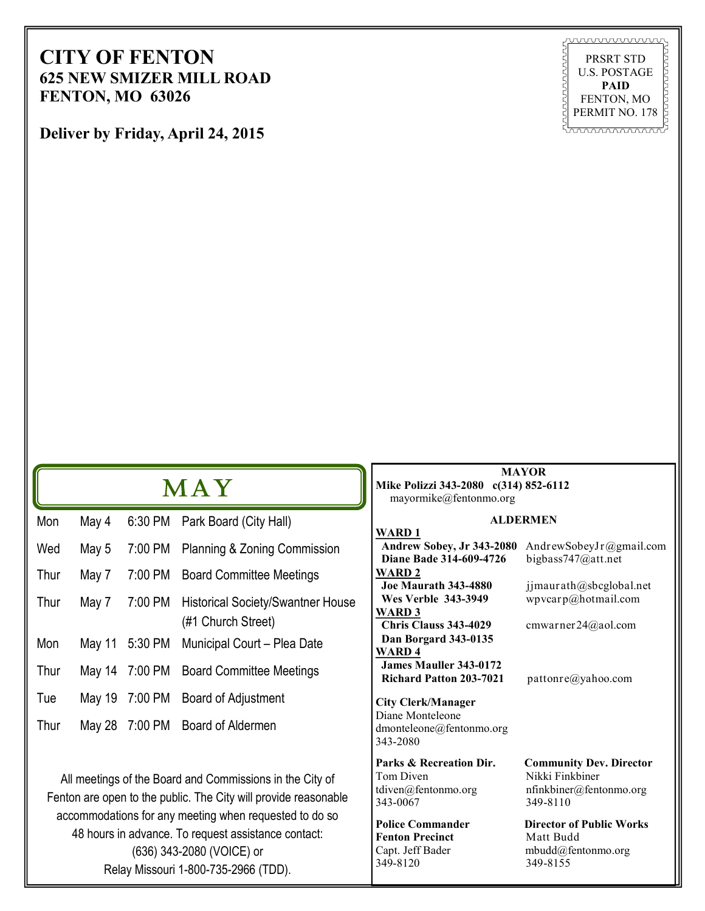**CITY OF FENTON**
**625 NEW SMIZER MILL ROAD**
**FENTON, MO 63026**

**Deliver by Friday, April 24, 2015**

PRSRT STD
U.S. POSTAGE
**PAID**
FENTON, MO
PERMIT NO. 178

## MAY

| | | | |
|---|---|---|---|
| Mon | May 4 | 6:30 PM | Park Board (City Hall) |
| Wed | May 5 | 7:00 PM | Planning & Zoning Commission |
| Thur | May 7 | 7:00 PM | Board Committee Meetings |
| Thur | May 7 | 7:00 PM | Historical Society/Swantner House (#1 Church Street) |
| Mon | May 11 | 5:30 PM | Municipal Court – Plea Date |
| Thur | May 14 | 7:00 PM | Board Committee Meetings |
| Tue | May 19 | 7:00 PM | Board of Adjustment |
| Thur | May 28 | 7:00 PM | Board of Aldermen |

All meetings of the Board and Commissions in the City of Fenton are open to the public. The City will provide reasonable accommodations for any meeting when requested to do so 48 hours in advance. To request assistance contact: (636) 343-2080 (VOICE) or Relay Missouri 1-800-735-2966 (TDD).

**MAYOR**
**Mike Polizzi 343-2080 c(314) 852-6112**
mayormike@fentonmo.org

**ALDERMEN**

**WARD 1**
**Andrew Sobey, Jr 343-2080** AndrewSobeyJr@gmail.com
**Diane Bade 314-609-4726** bigbass747@att.net

**WARD 2**
**Joe Maurath 343-4880** jjmaurath@sbcglobal.net
**Wes Verble 343-3949** wpvcarp@hotmail.com

**WARD 3**
**Chris Clauss 343-4029** cmwarner24@aol.com
**Dan Borgard 343-0135**

**WARD 4**
**James Mauller 343-0172**
**Richard Patton 203-7021** pattonre@yahoo.com

**City Clerk/Manager**
Diane Monteleone
dmonteleone@fentonmo.org
343-2080

**Parks & Recreation Dir.**
Tom Diven
tdiven@fentonmo.org
343-0067

**Community Dev. Director**
Nikki Finkbiner
nfinkbiner@fentonmo.org
349-8110

**Police Commander**
**Fenton Precinct**
Capt. Jeff Bader
349-8120

**Director of Public Works**
Matt Budd
mbudd@fentonmo.org
349-8155